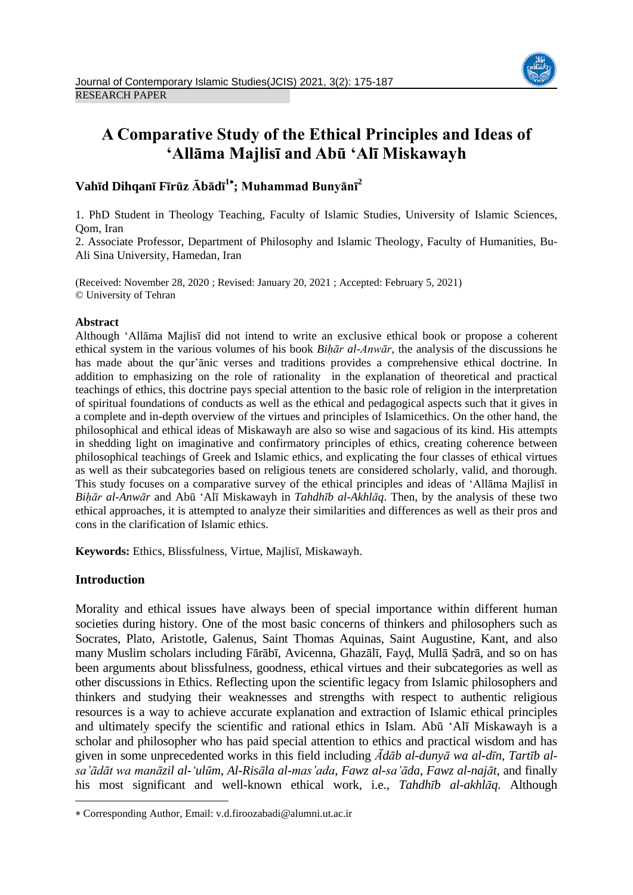RESEARCH PAPER

# A Comparative Study of the Ethical Principles and Ideas of 'Allāma Majlisī and Abū 'Alī Miskawayh

**Vahīd Dihqanī Fīrūz Ābādī[1*]; Muhammad Bunyānī[2]**

1. PhD Student in Theology Teaching, Faculty of Islamic Studies, University of Islamic Sciences, Qom, Iran
2. Associate Professor, Department of Philosophy and Islamic Theology, Faculty of Humanities, Bu-Ali Sina University, Hamedan, Iran

(Received: November 28, 2020 ; Revised: January 20, 2021 ; Accepted: February 5, 2021)
© University of Tehran

## Abstract

Although 'Allāma Majlisī did not intend to write an exclusive ethical book or propose a coherent ethical system in the various volumes of his book *Biḥār al-Anwār*, the analysis of the discussions he has made about the qur'ānic verses and traditions provides a comprehensive ethical doctrine. In addition to emphasizing on the role of rationality in the explanation of theoretical and practical teachings of ethics, this doctrine pays special attention to the basic role of religion in the interpretation of spiritual foundations of conducts as well as the ethical and pedagogical aspects such that it gives in a complete and in-depth overview of the virtues and principles of Islamicethics. On the other hand, the philosophical and ethical ideas of Miskawayh are also so wise and sagacious of its kind. His attempts in shedding light on imaginative and confirmatory principles of ethics, creating coherence between philosophical teachings of Greek and Islamic ethics, and explicating the four classes of ethical virtues as well as their subcategories based on religious tenets are considered scholarly, valid, and thorough. This study focuses on a comparative survey of the ethical principles and ideas of 'Allāma Majlisī in *Biḥār al-Anwār* and Abū 'Alī Miskawayh in *Tahdhīb al-Akhlāq*. Then, by the analysis of these two ethical approaches, it is attempted to analyze their similarities and differences as well as their pros and cons in the clarification of Islamic ethics.

**Keywords:** Ethics, Blissfulness, Virtue, Majlisī, Miskawayh.

## Introduction

Morality and ethical issues have always been of special importance within different human societies during history. One of the most basic concerns of thinkers and philosophers such as Socrates, Plato, Aristotle, Galenus, Saint Thomas Aquinas, Saint Augustine, Kant, and also many Muslim scholars including Fārābī, Avicenna, Ghazālī, Fayḍ, Mullā Ṣadrā, and so on has been arguments about blissfulness, goodness, ethical virtues and their subcategories as well as other discussions in Ethics. Reflecting upon the scientific legacy from Islamic philosophers and thinkers and studying their weaknesses and strengths with respect to authentic religious resources is a way to achieve accurate explanation and extraction of Islamic ethical principles and ultimately specify the scientific and rational ethics in Islam. Abū 'Alī Miskawayh is a scholar and philosopher who has paid special attention to ethics and practical wisdom and has given in some unprecedented works in this field including *Ādāb al-dunyā wa al-dīn*, *Tartīb al-sa'ādāt wa manāzil al-'ulūm*, *Al-Risāla al-mas'ada*, *Fawz al-sa'āda, Fawz al-najāt*, and finally his most significant and well-known ethical work, i.e., *Tahdhīb al-akhlāq*. Although

* Corresponding Author, Email: v.d.firoozabadi@alumni.ut.ac.ir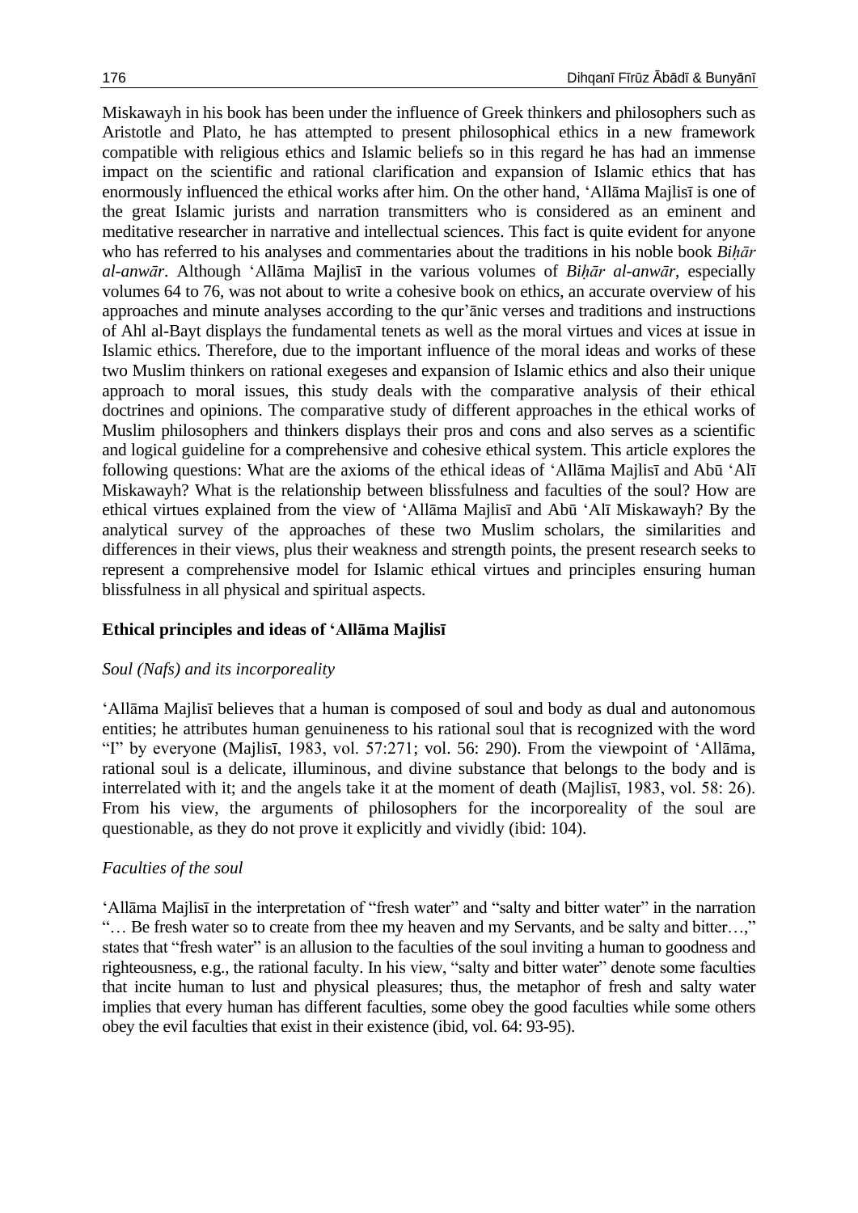Miskawayh in his book has been under the influence of Greek thinkers and philosophers such as Aristotle and Plato, he has attempted to present philosophical ethics in a new framework compatible with religious ethics and Islamic beliefs so in this regard he has had an immense impact on the scientific and rational clarification and expansion of Islamic ethics that has enormously influenced the ethical works after him. On the other hand, ʻAllāma Majlisī is one of the great Islamic jurists and narration transmitters who is considered as an eminent and meditative researcher in narrative and intellectual sciences. This fact is quite evident for anyone who has referred to his analyses and commentaries about the traditions in his noble book *Biḥār al-anwār*. Although ʻAllāma Majlisī in the various volumes of *Biḥār al-anwār*, especially volumes 64 to 76, was not about to write a cohesive book on ethics, an accurate overview of his approaches and minute analyses according to the qur'ānic verses and traditions and instructions of Ahl al-Bayt displays the fundamental tenets as well as the moral virtues and vices at issue in Islamic ethics. Therefore, due to the important influence of the moral ideas and works of these two Muslim thinkers on rational exegeses and expansion of Islamic ethics and also their unique approach to moral issues, this study deals with the comparative analysis of their ethical doctrines and opinions. The comparative study of different approaches in the ethical works of Muslim philosophers and thinkers displays their pros and cons and also serves as a scientific and logical guideline for a comprehensive and cohesive ethical system. This article explores the following questions: What are the axioms of the ethical ideas of ʻAllāma Majlisī and Abū ʻAlī Miskawayh? What is the relationship between blissfulness and faculties of the soul? How are ethical virtues explained from the view of ʻAllāma Majlisī and Abū ʻAlī Miskawayh? By the analytical survey of the approaches of these two Muslim scholars, the similarities and differences in their views, plus their weakness and strength points, the present research seeks to represent a comprehensive model for Islamic ethical virtues and principles ensuring human blissfulness in all physical and spiritual aspects.

## Ethical principles and ideas of ʻAllāma Majlisī

### *Soul (Nafs) and its incorporeality*

ʻAllāma Majlisī believes that a human is composed of soul and body as dual and autonomous entities; he attributes human genuineness to his rational soul that is recognized with the word "I" by everyone (Majlisī, 1983, vol. 57:271; vol. 56: 290). From the viewpoint of ʻAllāma, rational soul is a delicate, illuminous, and divine substance that belongs to the body and is interrelated with it; and the angels take it at the moment of death (Majlisī, 1983, vol. 58: 26). From his view, the arguments of philosophers for the incorporeality of the soul are questionable, as they do not prove it explicitly and vividly (ibid: 104).

### *Faculties of the soul*

ʻAllāma Majlisī in the interpretation of "fresh water" and "salty and bitter water" in the narration "… Be fresh water so to create from thee my heaven and my Servants, and be salty and bitter…," states that "fresh water" is an allusion to the faculties of the soul inviting a human to goodness and righteousness, e.g., the rational faculty. In his view, "salty and bitter water" denote some faculties that incite human to lust and physical pleasures; thus, the metaphor of fresh and salty water implies that every human has different faculties, some obey the good faculties while some others obey the evil faculties that exist in their existence (ibid, vol. 64: 93-95).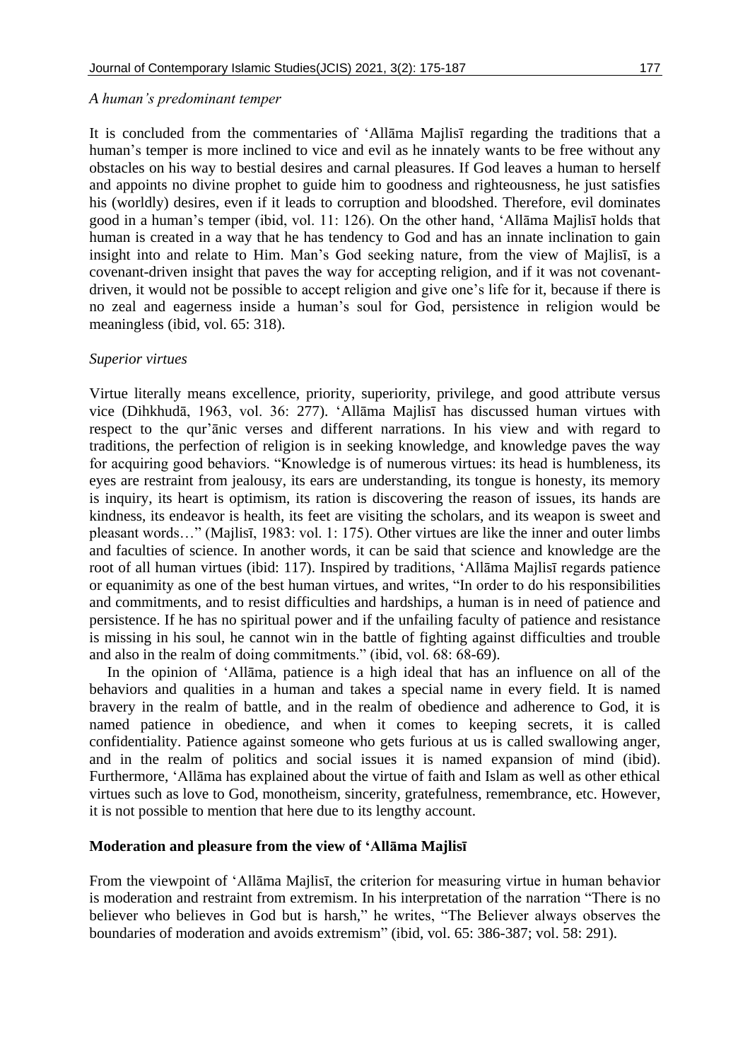*A human's predominant temper*

It is concluded from the commentaries of 'Allāma Majlisī regarding the traditions that a human's temper is more inclined to vice and evil as he innately wants to be free without any obstacles on his way to bestial desires and carnal pleasures. If God leaves a human to herself and appoints no divine prophet to guide him to goodness and righteousness, he just satisfies his (worldly) desires, even if it leads to corruption and bloodshed. Therefore, evil dominates good in a human's temper (ibid, vol. 11: 126). On the other hand, 'Allāma Majlisī holds that human is created in a way that he has tendency to God and has an innate inclination to gain insight into and relate to Him. Man's God seeking nature, from the view of Majlisī, is a covenant-driven insight that paves the way for accepting religion, and if it was not covenant-driven, it would not be possible to accept religion and give one's life for it, because if there is no zeal and eagerness inside a human's soul for God, persistence in religion would be meaningless (ibid, vol. 65: 318).

*Superior virtues*

Virtue literally means excellence, priority, superiority, privilege, and good attribute versus vice (Dihkhudā, 1963, vol. 36: 277). 'Allāma Majlisī has discussed human virtues with respect to the qur'ānic verses and different narrations. In his view and with regard to traditions, the perfection of religion is in seeking knowledge, and knowledge paves the way for acquiring good behaviors. "Knowledge is of numerous virtues: its head is humbleness, its eyes are restraint from jealousy, its ears are understanding, its tongue is honesty, its memory is inquiry, its heart is optimism, its ration is discovering the reason of issues, its hands are kindness, its endeavor is health, its feet are visiting the scholars, and its weapon is sweet and pleasant words…" (Majlisī, 1983: vol. 1: 175). Other virtues are like the inner and outer limbs and faculties of science. In another words, it can be said that science and knowledge are the root of all human virtues (ibid: 117). Inspired by traditions, 'Allāma Majlisī regards patience or equanimity as one of the best human virtues, and writes, "In order to do his responsibilities and commitments, and to resist difficulties and hardships, a human is in need of patience and persistence. If he has no spiritual power and if the unfailing faculty of patience and resistance is missing in his soul, he cannot win in the battle of fighting against difficulties and trouble and also in the realm of doing commitments." (ibid, vol. 68: 68-69).

In the opinion of 'Allāma, patience is a high ideal that has an influence on all of the behaviors and qualities in a human and takes a special name in every field. It is named bravery in the realm of battle, and in the realm of obedience and adherence to God, it is named patience in obedience, and when it comes to keeping secrets, it is called confidentiality. Patience against someone who gets furious at us is called swallowing anger, and in the realm of politics and social issues it is named expansion of mind (ibid). Furthermore, 'Allāma has explained about the virtue of faith and Islam as well as other ethical virtues such as love to God, monotheism, sincerity, gratefulness, remembrance, etc. However, it is not possible to mention that here due to its lengthy account.

**Moderation and pleasure from the view of 'Allāma Majlisī**

From the viewpoint of 'Allāma Majlisī, the criterion for measuring virtue in human behavior is moderation and restraint from extremism. In his interpretation of the narration "There is no believer who believes in God but is harsh," he writes, "The Believer always observes the boundaries of moderation and avoids extremism" (ibid, vol. 65: 386-387; vol. 58: 291).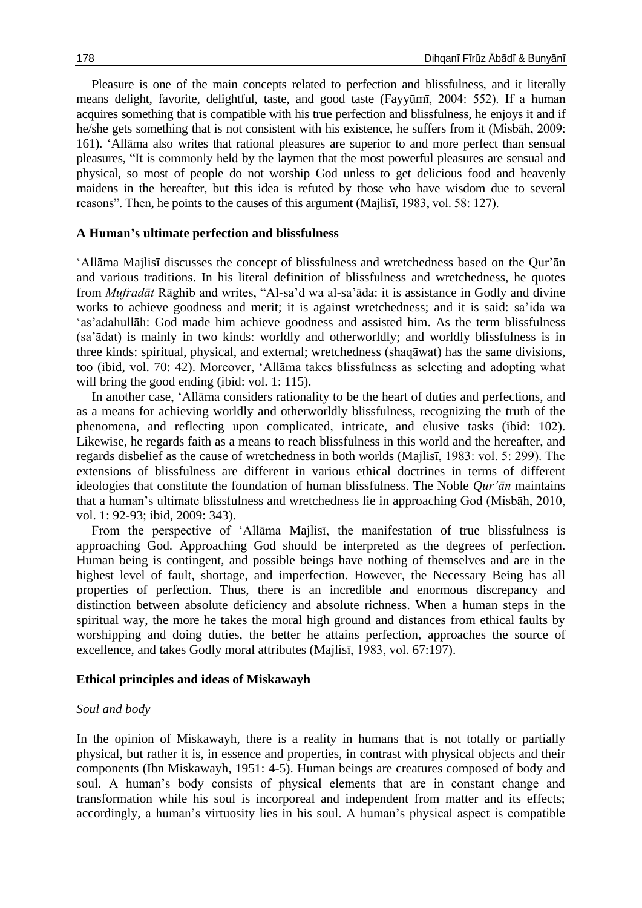Pleasure is one of the main concepts related to perfection and blissfulness, and it literally means delight, favorite, delightful, taste, and good taste (Fayyūmī, 2004: 552). If a human acquires something that is compatible with his true perfection and blissfulness, he enjoys it and if he/she gets something that is not consistent with his existence, he suffers from it (Misbāh, 2009: 161). 'Allāma also writes that rational pleasures are superior to and more perfect than sensual pleasures, "It is commonly held by the laymen that the most powerful pleasures are sensual and physical, so most of people do not worship God unless to get delicious food and heavenly maidens in the hereafter, but this idea is refuted by those who have wisdom due to several reasons". Then, he points to the causes of this argument (Majlisī, 1983, vol. 58: 127).

## A Human's ultimate perfection and blissfulness

'Allāma Majlisī discusses the concept of blissfulness and wretchedness based on the Qur'ān and various traditions. In his literal definition of blissfulness and wretchedness, he quotes from *Mufradāt* Rāghib and writes, "Al-sa'd wa al-sa'āda: it is assistance in Godly and divine works to achieve goodness and merit; it is against wretchedness; and it is said: sa'ida wa 'as'adahullāh: God made him achieve goodness and assisted him. As the term blissfulness (sa'ādat) is mainly in two kinds: worldly and otherworldly; and worldly blissfulness is in three kinds: spiritual, physical, and external; wretchedness (shaqāwat) has the same divisions, too (ibid, vol. 70: 42). Moreover, 'Allāma takes blissfulness as selecting and adopting what will bring the good ending (ibid: vol. 1: 115).

In another case, 'Allāma considers rationality to be the heart of duties and perfections, and as a means for achieving worldly and otherworldly blissfulness, recognizing the truth of the phenomena, and reflecting upon complicated, intricate, and elusive tasks (ibid: 102). Likewise, he regards faith as a means to reach blissfulness in this world and the hereafter, and regards disbelief as the cause of wretchedness in both worlds (Majlisī, 1983: vol. 5: 299). The extensions of blissfulness are different in various ethical doctrines in terms of different ideologies that constitute the foundation of human blissfulness. The Noble *Qur'ān* maintains that a human's ultimate blissfulness and wretchedness lie in approaching God (Misbāh, 2010, vol. 1: 92-93; ibid, 2009: 343).

From the perspective of 'Allāma Majlisī, the manifestation of true blissfulness is approaching God. Approaching God should be interpreted as the degrees of perfection. Human being is contingent, and possible beings have nothing of themselves and are in the highest level of fault, shortage, and imperfection. However, the Necessary Being has all properties of perfection. Thus, there is an incredible and enormous discrepancy and distinction between absolute deficiency and absolute richness. When a human steps in the spiritual way, the more he takes the moral high ground and distances from ethical faults by worshipping and doing duties, the better he attains perfection, approaches the source of excellence, and takes Godly moral attributes (Majlisī, 1983, vol. 67:197).

## Ethical principles and ideas of Miskawayh

### *Soul and body*

In the opinion of Miskawayh, there is a reality in humans that is not totally or partially physical, but rather it is, in essence and properties, in contrast with physical objects and their components (Ibn Miskawayh, 1951: 4-5). Human beings are creatures composed of body and soul. A human's body consists of physical elements that are in constant change and transformation while his soul is incorporeal and independent from matter and its effects; accordingly, a human's virtuosity lies in his soul. A human's physical aspect is compatible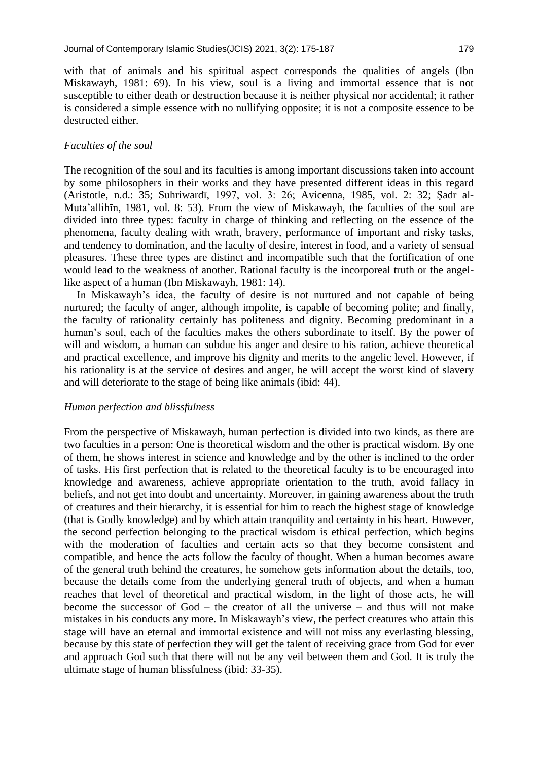with that of animals and his spiritual aspect corresponds the qualities of angels (Ibn Miskawayh, 1981: 69). In his view, soul is a living and immortal essence that is not susceptible to either death or destruction because it is neither physical nor accidental; it rather is considered a simple essence with no nullifying opposite; it is not a composite essence to be destructed either.

### *Faculties of the soul*

The recognition of the soul and its faculties is among important discussions taken into account by some philosophers in their works and they have presented different ideas in this regard (Aristotle, n.d.: 35; Suhriwardī, 1997, vol. 3: 26; Avicenna, 1985, vol. 2: 32; Ṣadr al-Muta'allihīn, 1981, vol. 8: 53). From the view of Miskawayh, the faculties of the soul are divided into three types: faculty in charge of thinking and reflecting on the essence of the phenomena, faculty dealing with wrath, bravery, performance of important and risky tasks, and tendency to domination, and the faculty of desire, interest in food, and a variety of sensual pleasures. These three types are distinct and incompatible such that the fortification of one would lead to the weakness of another. Rational faculty is the incorporeal truth or the angel-like aspect of a human (Ibn Miskawayh, 1981: 14).

In Miskawayh's idea, the faculty of desire is not nurtured and not capable of being nurtured; the faculty of anger, although impolite, is capable of becoming polite; and finally, the faculty of rationality certainly has politeness and dignity. Becoming predominant in a human's soul, each of the faculties makes the others subordinate to itself. By the power of will and wisdom, a human can subdue his anger and desire to his ration, achieve theoretical and practical excellence, and improve his dignity and merits to the angelic level. However, if his rationality is at the service of desires and anger, he will accept the worst kind of slavery and will deteriorate to the stage of being like animals (ibid: 44).

### *Human perfection and blissfulness*

From the perspective of Miskawayh, human perfection is divided into two kinds, as there are two faculties in a person: One is theoretical wisdom and the other is practical wisdom. By one of them, he shows interest in science and knowledge and by the other is inclined to the order of tasks. His first perfection that is related to the theoretical faculty is to be encouraged into knowledge and awareness, achieve appropriate orientation to the truth, avoid fallacy in beliefs, and not get into doubt and uncertainty. Moreover, in gaining awareness about the truth of creatures and their hierarchy, it is essential for him to reach the highest stage of knowledge (that is Godly knowledge) and by which attain tranquility and certainty in his heart. However, the second perfection belonging to the practical wisdom is ethical perfection, which begins with the moderation of faculties and certain acts so that they become consistent and compatible, and hence the acts follow the faculty of thought. When a human becomes aware of the general truth behind the creatures, he somehow gets information about the details, too, because the details come from the underlying general truth of objects, and when a human reaches that level of theoretical and practical wisdom, in the light of those acts, he will become the successor of God – the creator of all the universe – and thus will not make mistakes in his conducts any more. In Miskawayh's view, the perfect creatures who attain this stage will have an eternal and immortal existence and will not miss any everlasting blessing, because by this state of perfection they will get the talent of receiving grace from God for ever and approach God such that there will not be any veil between them and God. It is truly the ultimate stage of human blissfulness (ibid: 33-35).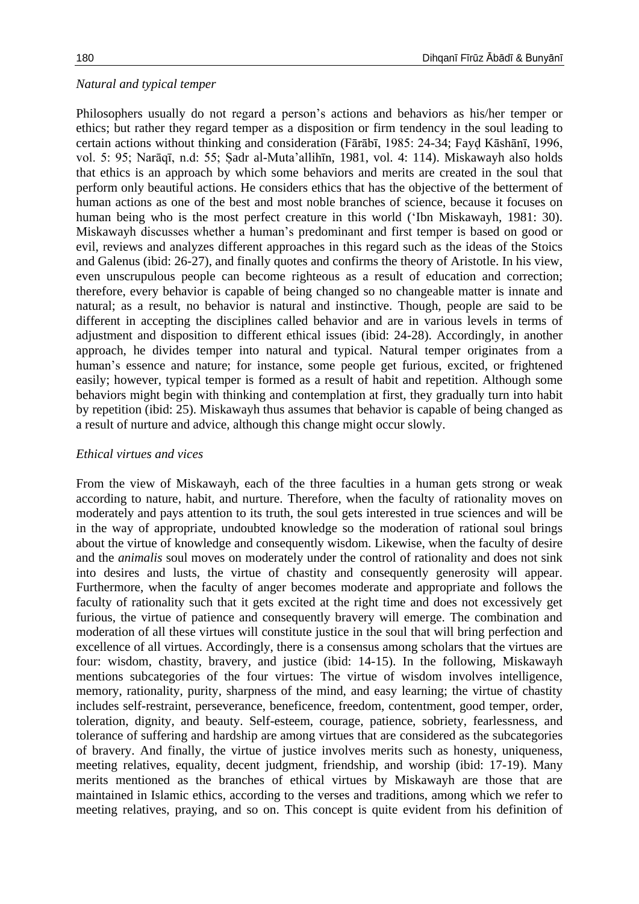*Natural and typical temper*

Philosophers usually do not regard a person's actions and behaviors as his/her temper or ethics; but rather they regard temper as a disposition or firm tendency in the soul leading to certain actions without thinking and consideration (Fārābī, 1985: 24-34; Fayḍ Kāshānī, 1996, vol. 5: 95; Narāqī, n.d: 55; Ṣadr al-Muta'allihīn, 1981, vol. 4: 114). Miskawayh also holds that ethics is an approach by which some behaviors and merits are created in the soul that perform only beautiful actions. He considers ethics that has the objective of the betterment of human actions as one of the best and most noble branches of science, because it focuses on human being who is the most perfect creature in this world ('Ibn Miskawayh, 1981: 30). Miskawayh discusses whether a human's predominant and first temper is based on good or evil, reviews and analyzes different approaches in this regard such as the ideas of the Stoics and Galenus (ibid: 26-27), and finally quotes and confirms the theory of Aristotle. In his view, even unscrupulous people can become righteous as a result of education and correction; therefore, every behavior is capable of being changed so no changeable matter is innate and natural; as a result, no behavior is natural and instinctive. Though, people are said to be different in accepting the disciplines called behavior and are in various levels in terms of adjustment and disposition to different ethical issues (ibid: 24-28). Accordingly, in another approach, he divides temper into natural and typical. Natural temper originates from a human's essence and nature; for instance, some people get furious, excited, or frightened easily; however, typical temper is formed as a result of habit and repetition. Although some behaviors might begin with thinking and contemplation at first, they gradually turn into habit by repetition (ibid: 25). Miskawayh thus assumes that behavior is capable of being changed as a result of nurture and advice, although this change might occur slowly.

*Ethical virtues and vices*

From the view of Miskawayh, each of the three faculties in a human gets strong or weak according to nature, habit, and nurture. Therefore, when the faculty of rationality moves on moderately and pays attention to its truth, the soul gets interested in true sciences and will be in the way of appropriate, undoubted knowledge so the moderation of rational soul brings about the virtue of knowledge and consequently wisdom. Likewise, when the faculty of desire and the *animalis* soul moves on moderately under the control of rationality and does not sink into desires and lusts, the virtue of chastity and consequently generosity will appear. Furthermore, when the faculty of anger becomes moderate and appropriate and follows the faculty of rationality such that it gets excited at the right time and does not excessively get furious, the virtue of patience and consequently bravery will emerge. The combination and moderation of all these virtues will constitute justice in the soul that will bring perfection and excellence of all virtues. Accordingly, there is a consensus among scholars that the virtues are four: wisdom, chastity, bravery, and justice (ibid: 14-15). In the following, Miskawayh mentions subcategories of the four virtues: The virtue of wisdom involves intelligence, memory, rationality, purity, sharpness of the mind, and easy learning; the virtue of chastity includes self-restraint, perseverance, beneficence, freedom, contentment, good temper, order, toleration, dignity, and beauty. Self-esteem, courage, patience, sobriety, fearlessness, and tolerance of suffering and hardship are among virtues that are considered as the subcategories of bravery. And finally, the virtue of justice involves merits such as honesty, uniqueness, meeting relatives, equality, decent judgment, friendship, and worship (ibid: 17-19). Many merits mentioned as the branches of ethical virtues by Miskawayh are those that are maintained in Islamic ethics, according to the verses and traditions, among which we refer to meeting relatives, praying, and so on. This concept is quite evident from his definition of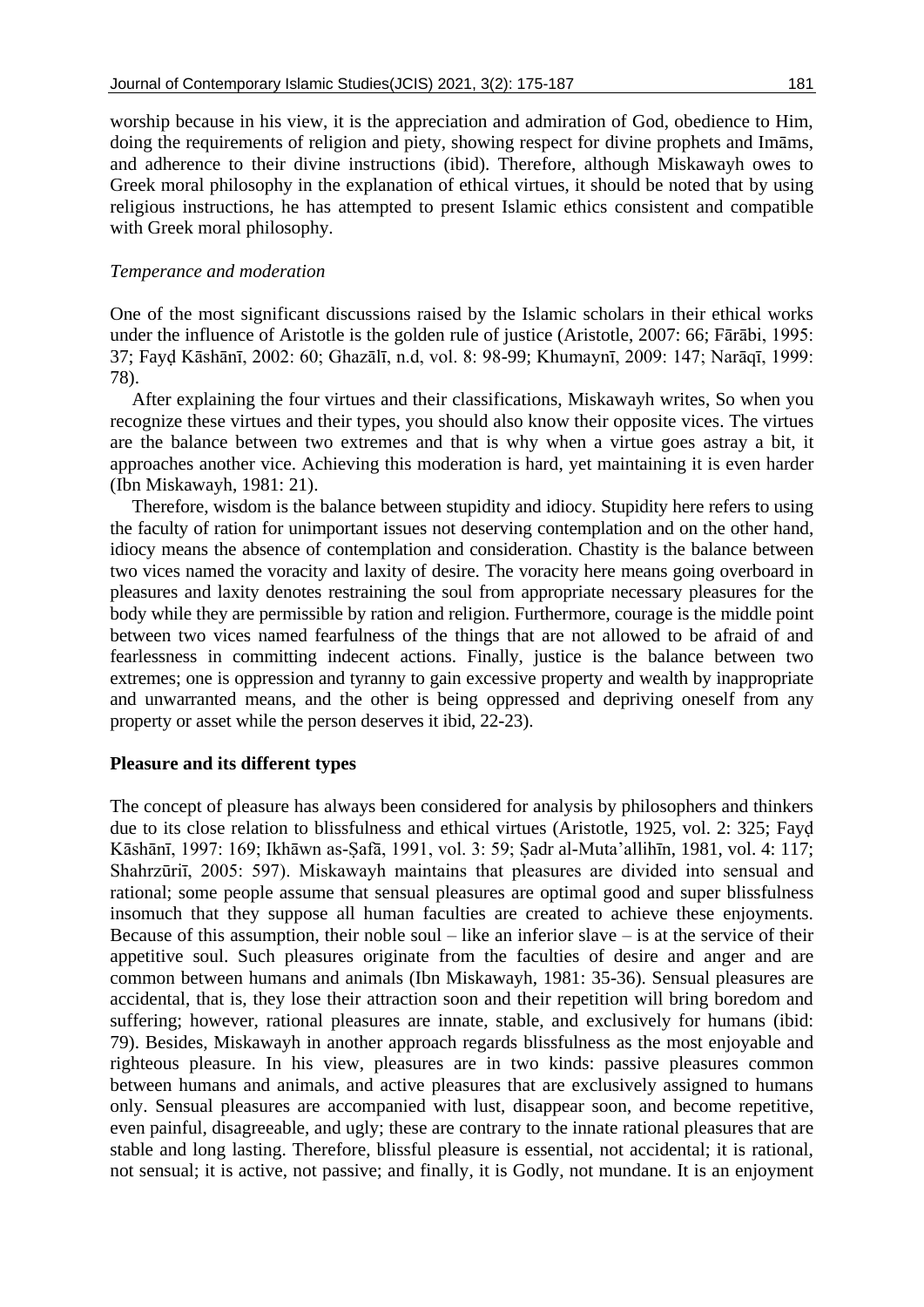worship because in his view, it is the appreciation and admiration of God, obedience to Him, doing the requirements of religion and piety, showing respect for divine prophets and Imāms, and adherence to their divine instructions (ibid). Therefore, although Miskawayh owes to Greek moral philosophy in the explanation of ethical virtues, it should be noted that by using religious instructions, he has attempted to present Islamic ethics consistent and compatible with Greek moral philosophy.

*Temperance and moderation*

One of the most significant discussions raised by the Islamic scholars in their ethical works under the influence of Aristotle is the golden rule of justice (Aristotle, 2007: 66; Fārābi, 1995: 37; Fayḍ Kāshānī, 2002: 60; Ghazālī, n.d, vol. 8: 98-99; Khumaynī, 2009: 147; Narāqī, 1999: 78).

After explaining the four virtues and their classifications, Miskawayh writes, So when you recognize these virtues and their types, you should also know their opposite vices. The virtues are the balance between two extremes and that is why when a virtue goes astray a bit, it approaches another vice. Achieving this moderation is hard, yet maintaining it is even harder (Ibn Miskawayh, 1981: 21).

Therefore, wisdom is the balance between stupidity and idiocy. Stupidity here refers to using the faculty of ration for unimportant issues not deserving contemplation and on the other hand, idiocy means the absence of contemplation and consideration. Chastity is the balance between two vices named the voracity and laxity of desire. The voracity here means going overboard in pleasures and laxity denotes restraining the soul from appropriate necessary pleasures for the body while they are permissible by ration and religion. Furthermore, courage is the middle point between two vices named fearfulness of the things that are not allowed to be afraid of and fearlessness in committing indecent actions. Finally, justice is the balance between two extremes; one is oppression and tyranny to gain excessive property and wealth by inappropriate and unwarranted means, and the other is being oppressed and depriving oneself from any property or asset while the person deserves it ibid, 22-23).

**Pleasure and its different types**

The concept of pleasure has always been considered for analysis by philosophers and thinkers due to its close relation to blissfulness and ethical virtues (Aristotle, 1925, vol. 2: 325; Fayḍ Kāshānī, 1997: 169; Ikhāwn as-Ṣafā, 1991, vol. 3: 59; Ṣadr al-Muta'allihīn, 1981, vol. 4: 117; Shahrzūriī, 2005: 597). Miskawayh maintains that pleasures are divided into sensual and rational; some people assume that sensual pleasures are optimal good and super blissfulness insomuch that they suppose all human faculties are created to achieve these enjoyments. Because of this assumption, their noble soul – like an inferior slave – is at the service of their appetitive soul. Such pleasures originate from the faculties of desire and anger and are common between humans and animals (Ibn Miskawayh, 1981: 35-36). Sensual pleasures are accidental, that is, they lose their attraction soon and their repetition will bring boredom and suffering; however, rational pleasures are innate, stable, and exclusively for humans (ibid: 79). Besides, Miskawayh in another approach regards blissfulness as the most enjoyable and righteous pleasure. In his view, pleasures are in two kinds: passive pleasures common between humans and animals, and active pleasures that are exclusively assigned to humans only. Sensual pleasures are accompanied with lust, disappear soon, and become repetitive, even painful, disagreeable, and ugly; these are contrary to the innate rational pleasures that are stable and long lasting. Therefore, blissful pleasure is essential, not accidental; it is rational, not sensual; it is active, not passive; and finally, it is Godly, not mundane. It is an enjoyment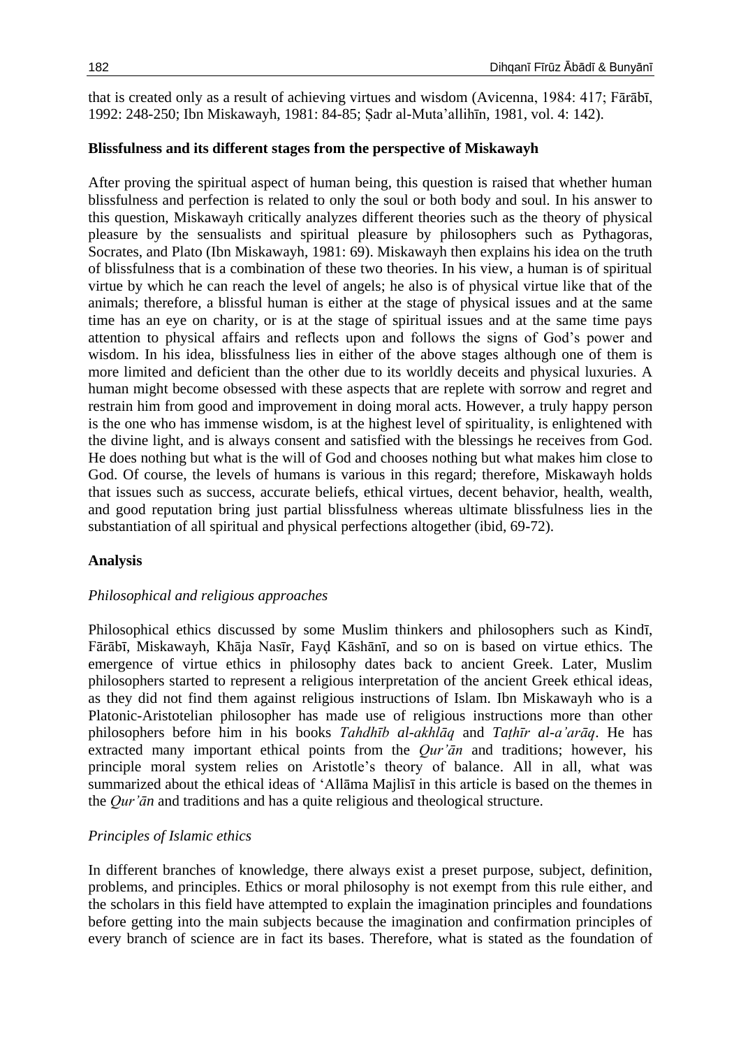that is created only as a result of achieving virtues and wisdom (Avicenna, 1984: 417; Fārābī, 1992: 248-250; Ibn Miskawayh, 1981: 84-85; Ṣadr al-Muta'allihīn, 1981, vol. 4: 142).

**Blissfulness and its different stages from the perspective of Miskawayh**

After proving the spiritual aspect of human being, this question is raised that whether human blissfulness and perfection is related to only the soul or both body and soul. In his answer to this question, Miskawayh critically analyzes different theories such as the theory of physical pleasure by the sensualists and spiritual pleasure by philosophers such as Pythagoras, Socrates, and Plato (Ibn Miskawayh, 1981: 69). Miskawayh then explains his idea on the truth of blissfulness that is a combination of these two theories. In his view, a human is of spiritual virtue by which he can reach the level of angels; he also is of physical virtue like that of the animals; therefore, a blissful human is either at the stage of physical issues and at the same time has an eye on charity, or is at the stage of spiritual issues and at the same time pays attention to physical affairs and reflects upon and follows the signs of God's power and wisdom. In his idea, blissfulness lies in either of the above stages although one of them is more limited and deficient than the other due to its worldly deceits and physical luxuries. A human might become obsessed with these aspects that are replete with sorrow and regret and restrain him from good and improvement in doing moral acts. However, a truly happy person is the one who has immense wisdom, is at the highest level of spirituality, is enlightened with the divine light, and is always consent and satisfied with the blessings he receives from God. He does nothing but what is the will of God and chooses nothing but what makes him close to God. Of course, the levels of humans is various in this regard; therefore, Miskawayh holds that issues such as success, accurate beliefs, ethical virtues, decent behavior, health, wealth, and good reputation bring just partial blissfulness whereas ultimate blissfulness lies in the substantiation of all spiritual and physical perfections altogether (ibid, 69-72).

**Analysis**

*Philosophical and religious approaches*

Philosophical ethics discussed by some Muslim thinkers and philosophers such as Kindī, Fārābī, Miskawayh, Khāja Nasīr, Fayḍ Kāshānī, and so on is based on virtue ethics. The emergence of virtue ethics in philosophy dates back to ancient Greek. Later, Muslim philosophers started to represent a religious interpretation of the ancient Greek ethical ideas, as they did not find them against religious instructions of Islam. Ibn Miskawayh who is a Platonic-Aristotelian philosopher has made use of religious instructions more than other philosophers before him in his books *Tahdhīb al-akhlāq* and *Taṭhīr al-a'arāq*. He has extracted many important ethical points from the *Qur'ān* and traditions; however, his principle moral system relies on Aristotle's theory of balance. All in all, what was summarized about the ethical ideas of 'Allāma Majlisī in this article is based on the themes in the *Qur'ān* and traditions and has a quite religious and theological structure.

*Principles of Islamic ethics*

In different branches of knowledge, there always exist a preset purpose, subject, definition, problems, and principles. Ethics or moral philosophy is not exempt from this rule either, and the scholars in this field have attempted to explain the imagination principles and foundations before getting into the main subjects because the imagination and confirmation principles of every branch of science are in fact its bases. Therefore, what is stated as the foundation of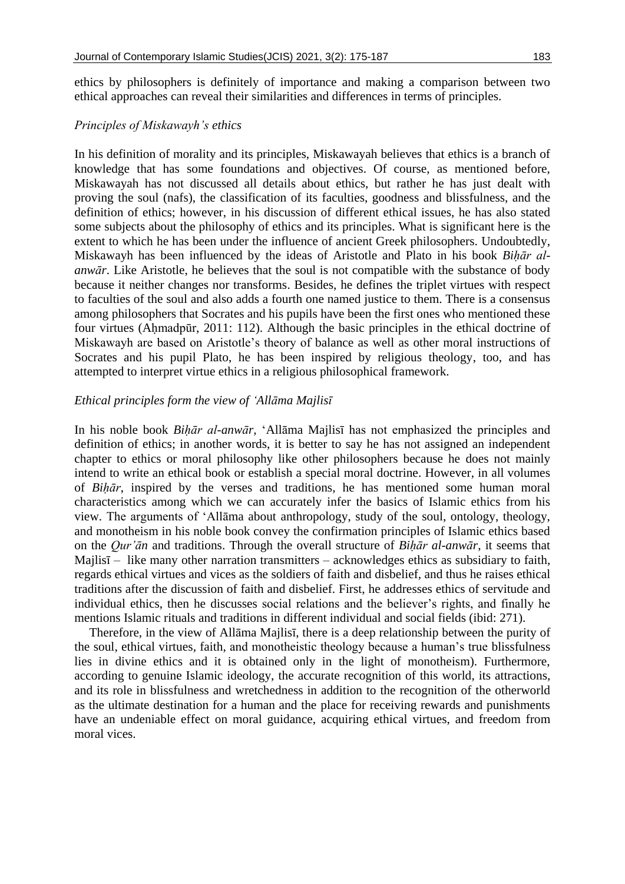ethics by philosophers is definitely of importance and making a comparison between two ethical approaches can reveal their similarities and differences in terms of principles.

### *Principles of Miskawayh's ethics*

In his definition of morality and its principles, Miskawayah believes that ethics is a branch of knowledge that has some foundations and objectives. Of course, as mentioned before, Miskawayah has not discussed all details about ethics, but rather he has just dealt with proving the soul (nafs), the classification of its faculties, goodness and blissfulness, and the definition of ethics; however, in his discussion of different ethical issues, he has also stated some subjects about the philosophy of ethics and its principles. What is significant here is the extent to which he has been under the influence of ancient Greek philosophers. Undoubtedly, Miskawayh has been influenced by the ideas of Aristotle and Plato in his book *Biḥār al-anwār*. Like Aristotle, he believes that the soul is not compatible with the substance of body because it neither changes nor transforms. Besides, he defines the triplet virtues with respect to faculties of the soul and also adds a fourth one named justice to them. There is a consensus among philosophers that Socrates and his pupils have been the first ones who mentioned these four virtues (Aḥmadpūr, 2011: 112). Although the basic principles in the ethical doctrine of Miskawayh are based on Aristotle's theory of balance as well as other moral instructions of Socrates and his pupil Plato, he has been inspired by religious theology, too, and has attempted to interpret virtue ethics in a religious philosophical framework.

### *Ethical principles form the view of 'Allāma Majlisī*

In his noble book *Biḥār al-anwār*, 'Allāma Majlisī has not emphasized the principles and definition of ethics; in another words, it is better to say he has not assigned an independent chapter to ethics or moral philosophy like other philosophers because he does not mainly intend to write an ethical book or establish a special moral doctrine. However, in all volumes of *Biḥār*, inspired by the verses and traditions, he has mentioned some human moral characteristics among which we can accurately infer the basics of Islamic ethics from his view. The arguments of 'Allāma about anthropology, study of the soul, ontology, theology, and monotheism in his noble book convey the confirmation principles of Islamic ethics based on the *Qur'ān* and traditions. Through the overall structure of *Biḥār al-anwār*, it seems that Majlisī – like many other narration transmitters – acknowledges ethics as subsidiary to faith, regards ethical virtues and vices as the soldiers of faith and disbelief, and thus he raises ethical traditions after the discussion of faith and disbelief. First, he addresses ethics of servitude and individual ethics, then he discusses social relations and the believer's rights, and finally he mentions Islamic rituals and traditions in different individual and social fields (ibid: 271).

Therefore, in the view of Allāma Majlisī, there is a deep relationship between the purity of the soul, ethical virtues, faith, and monotheistic theology because a human's true blissfulness lies in divine ethics and it is obtained only in the light of monotheism). Furthermore, according to genuine Islamic ideology, the accurate recognition of this world, its attractions, and its role in blissfulness and wretchedness in addition to the recognition of the otherworld as the ultimate destination for a human and the place for receiving rewards and punishments have an undeniable effect on moral guidance, acquiring ethical virtues, and freedom from moral vices.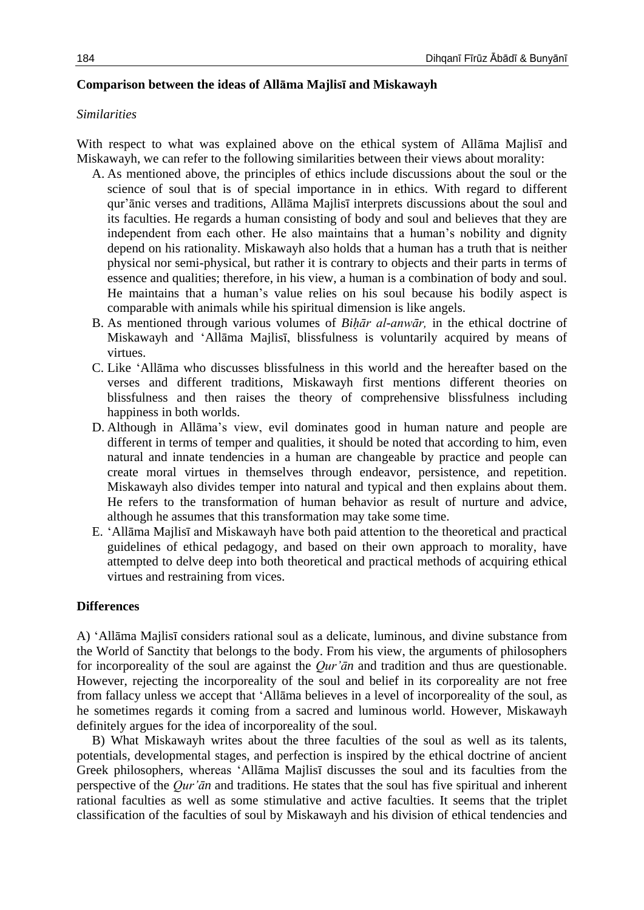## Comparison between the ideas of Allāma Majlisī and Miskawayh

*Similarities*

With respect to what was explained above on the ethical system of Allāma Majlisī and Miskawayh, we can refer to the following similarities between their views about morality:

A. As mentioned above, the principles of ethics include discussions about the soul or the science of soul that is of special importance in in ethics. With regard to different qur'ānic verses and traditions, Allāma Majlisī interprets discussions about the soul and its faculties. He regards a human consisting of body and soul and believes that they are independent from each other. He also maintains that a human's nobility and dignity depend on his rationality. Miskawayh also holds that a human has a truth that is neither physical nor semi-physical, but rather it is contrary to objects and their parts in terms of essence and qualities; therefore, in his view, a human is a combination of body and soul. He maintains that a human's value relies on his soul because his bodily aspect is comparable with animals while his spiritual dimension is like angels.
B. As mentioned through various volumes of *Biḥār al-anwār,* in the ethical doctrine of Miskawayh and 'Allāma Majlisī, blissfulness is voluntarily acquired by means of virtues.
C. Like 'Allāma who discusses blissfulness in this world and the hereafter based on the verses and different traditions, Miskawayh first mentions different theories on blissfulness and then raises the theory of comprehensive blissfulness including happiness in both worlds.
D. Although in Allāma's view, evil dominates good in human nature and people are different in terms of temper and qualities, it should be noted that according to him, even natural and innate tendencies in a human are changeable by practice and people can create moral virtues in themselves through endeavor, persistence, and repetition. Miskawayh also divides temper into natural and typical and then explains about them. He refers to the transformation of human behavior as result of nurture and advice, although he assumes that this transformation may take some time.
E. 'Allāma Majlisī and Miskawayh have both paid attention to the theoretical and practical guidelines of ethical pedagogy, and based on their own approach to morality, have attempted to delve deep into both theoretical and practical methods of acquiring ethical virtues and restraining from vices.

## Differences

A) 'Allāma Majlisī considers rational soul as a delicate, luminous, and divine substance from the World of Sanctity that belongs to the body. From his view, the arguments of philosophers for incorporeality of the soul are against the *Qur'ān* and tradition and thus are questionable. However, rejecting the incorporeality of the soul and belief in its corporeality are not free from fallacy unless we accept that 'Allāma believes in a level of incorporeality of the soul, as he sometimes regards it coming from a sacred and luminous world. However, Miskawayh definitely argues for the idea of incorporeality of the soul.

B) What Miskawayh writes about the three faculties of the soul as well as its talents, potentials, developmental stages, and perfection is inspired by the ethical doctrine of ancient Greek philosophers, whereas 'Allāma Majlisī discusses the soul and its faculties from the perspective of the *Qur'ān* and traditions. He states that the soul has five spiritual and inherent rational faculties as well as some stimulative and active faculties. It seems that the triplet classification of the faculties of soul by Miskawayh and his division of ethical tendencies and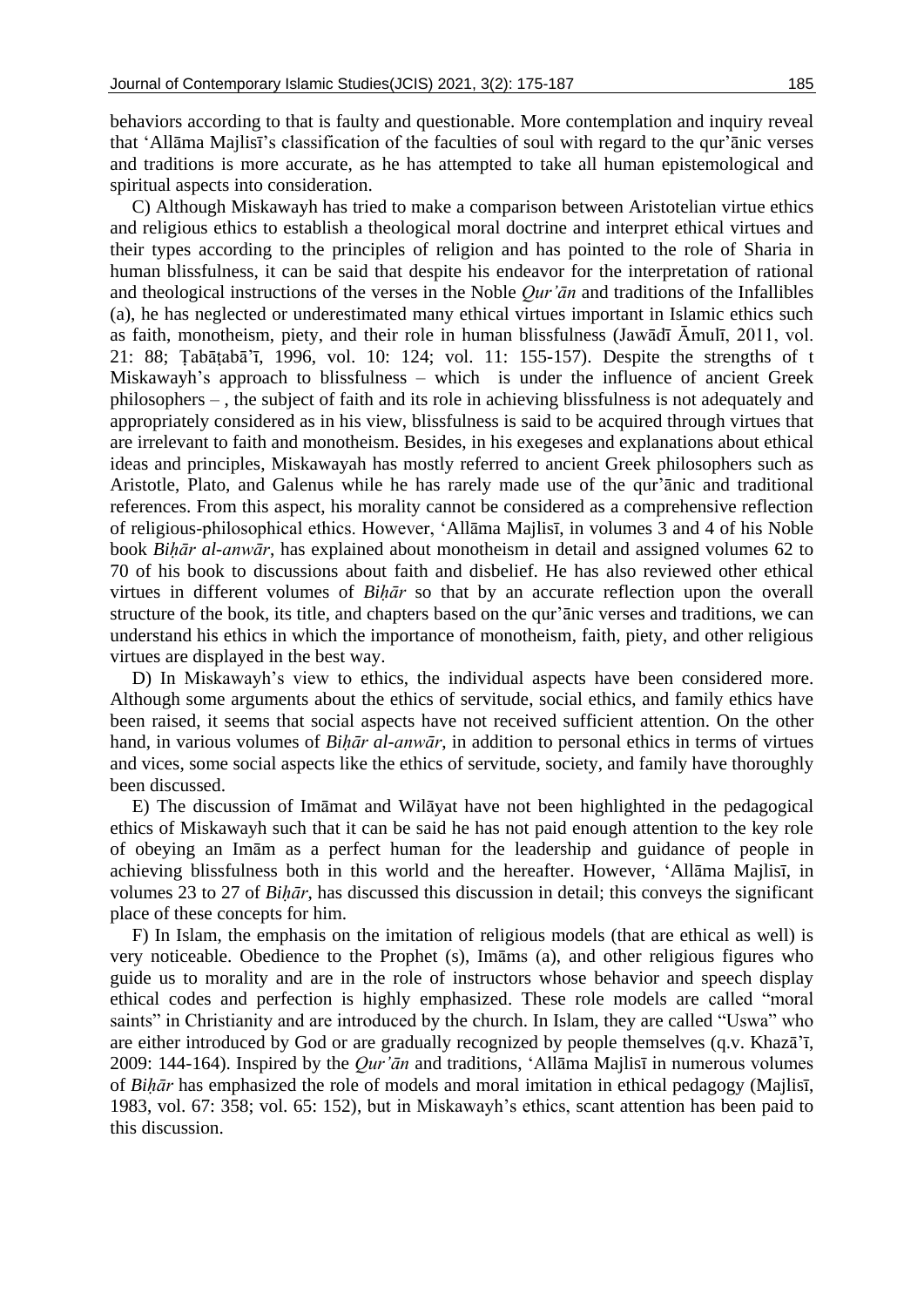behaviors according to that is faulty and questionable. More contemplation and inquiry reveal that 'Allāma Majlisī's classification of the faculties of soul with regard to the qur'ānic verses and traditions is more accurate, as he has attempted to take all human epistemological and spiritual aspects into consideration.

C) Although Miskawayh has tried to make a comparison between Aristotelian virtue ethics and religious ethics to establish a theological moral doctrine and interpret ethical virtues and their types according to the principles of religion and has pointed to the role of Sharia in human blissfulness, it can be said that despite his endeavor for the interpretation of rational and theological instructions of the verses in the Noble *Qur'ān* and traditions of the Infallibles (a), he has neglected or underestimated many ethical virtues important in Islamic ethics such as faith, monotheism, piety, and their role in human blissfulness (Jawādī Āmulī, 2011, vol. 21: 88; Ṭabāṭabā'ī, 1996, vol. 10: 124; vol. 11: 155-157). Despite the strengths of t Miskawayh's approach to blissfulness – which is under the influence of ancient Greek philosophers – , the subject of faith and its role in achieving blissfulness is not adequately and appropriately considered as in his view, blissfulness is said to be acquired through virtues that are irrelevant to faith and monotheism. Besides, in his exegeses and explanations about ethical ideas and principles, Miskawayah has mostly referred to ancient Greek philosophers such as Aristotle, Plato, and Galenus while he has rarely made use of the qur'ānic and traditional references. From this aspect, his morality cannot be considered as a comprehensive reflection of religious-philosophical ethics. However, 'Allāma Majlisī, in volumes 3 and 4 of his Noble book *Biḥār al-anwār*, has explained about monotheism in detail and assigned volumes 62 to 70 of his book to discussions about faith and disbelief. He has also reviewed other ethical virtues in different volumes of *Biḥār* so that by an accurate reflection upon the overall structure of the book, its title, and chapters based on the qur'ānic verses and traditions, we can understand his ethics in which the importance of monotheism, faith, piety, and other religious virtues are displayed in the best way.

D) In Miskawayh's view to ethics, the individual aspects have been considered more. Although some arguments about the ethics of servitude, social ethics, and family ethics have been raised, it seems that social aspects have not received sufficient attention. On the other hand, in various volumes of *Biḥār al-anwār*, in addition to personal ethics in terms of virtues and vices, some social aspects like the ethics of servitude, society, and family have thoroughly been discussed.

E) The discussion of Imāmat and Wilāyat have not been highlighted in the pedagogical ethics of Miskawayh such that it can be said he has not paid enough attention to the key role of obeying an Imām as a perfect human for the leadership and guidance of people in achieving blissfulness both in this world and the hereafter. However, 'Allāma Majlisī, in volumes 23 to 27 of *Biḥār*, has discussed this discussion in detail; this conveys the significant place of these concepts for him.

F) In Islam, the emphasis on the imitation of religious models (that are ethical as well) is very noticeable. Obedience to the Prophet (s), Imāms (a), and other religious figures who guide us to morality and are in the role of instructors whose behavior and speech display ethical codes and perfection is highly emphasized. These role models are called "moral saints" in Christianity and are introduced by the church. In Islam, they are called "Uswa" who are either introduced by God or are gradually recognized by people themselves (q.v. Khazā'ī, 2009: 144-164). Inspired by the *Qur'ān* and traditions, 'Allāma Majlisī in numerous volumes of *Biḥār* has emphasized the role of models and moral imitation in ethical pedagogy (Majlisī, 1983, vol. 67: 358; vol. 65: 152), but in Miskawayh's ethics, scant attention has been paid to this discussion.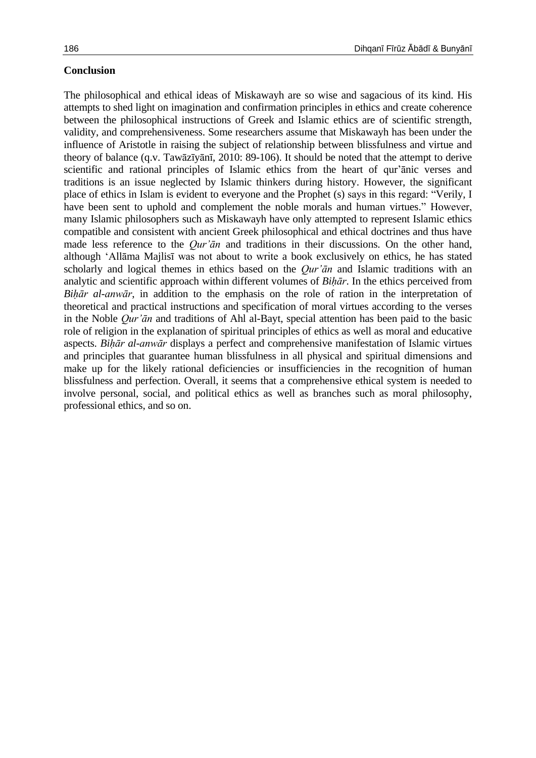## Conclusion

The philosophical and ethical ideas of Miskawayh are so wise and sagacious of its kind. His attempts to shed light on imagination and confirmation principles in ethics and create coherence between the philosophical instructions of Greek and Islamic ethics are of scientific strength, validity, and comprehensiveness. Some researchers assume that Miskawayh has been under the influence of Aristotle in raising the subject of relationship between blissfulness and virtue and theory of balance (q.v. Tawāzīyānī, 2010: 89-106). It should be noted that the attempt to derive scientific and rational principles of Islamic ethics from the heart of qur'ānic verses and traditions is an issue neglected by Islamic thinkers during history. However, the significant place of ethics in Islam is evident to everyone and the Prophet (s) says in this regard: "Verily, I have been sent to uphold and complement the noble morals and human virtues." However, many Islamic philosophers such as Miskawayh have only attempted to represent Islamic ethics compatible and consistent with ancient Greek philosophical and ethical doctrines and thus have made less reference to the *Qur'ān* and traditions in their discussions. On the other hand, although 'Allāma Majlisī was not about to write a book exclusively on ethics, he has stated scholarly and logical themes in ethics based on the *Qur'ān* and Islamic traditions with an analytic and scientific approach within different volumes of *Biḥār*. In the ethics perceived from *Biḥār al-anwār*, in addition to the emphasis on the role of ration in the interpretation of theoretical and practical instructions and specification of moral virtues according to the verses in the Noble *Qur'ān* and traditions of Ahl al-Bayt, special attention has been paid to the basic role of religion in the explanation of spiritual principles of ethics as well as moral and educative aspects. *Biḥār al-anwār* displays a perfect and comprehensive manifestation of Islamic virtues and principles that guarantee human blissfulness in all physical and spiritual dimensions and make up for the likely rational deficiencies or insufficiencies in the recognition of human blissfulness and perfection. Overall, it seems that a comprehensive ethical system is needed to involve personal, social, and political ethics as well as branches such as moral philosophy, professional ethics, and so on.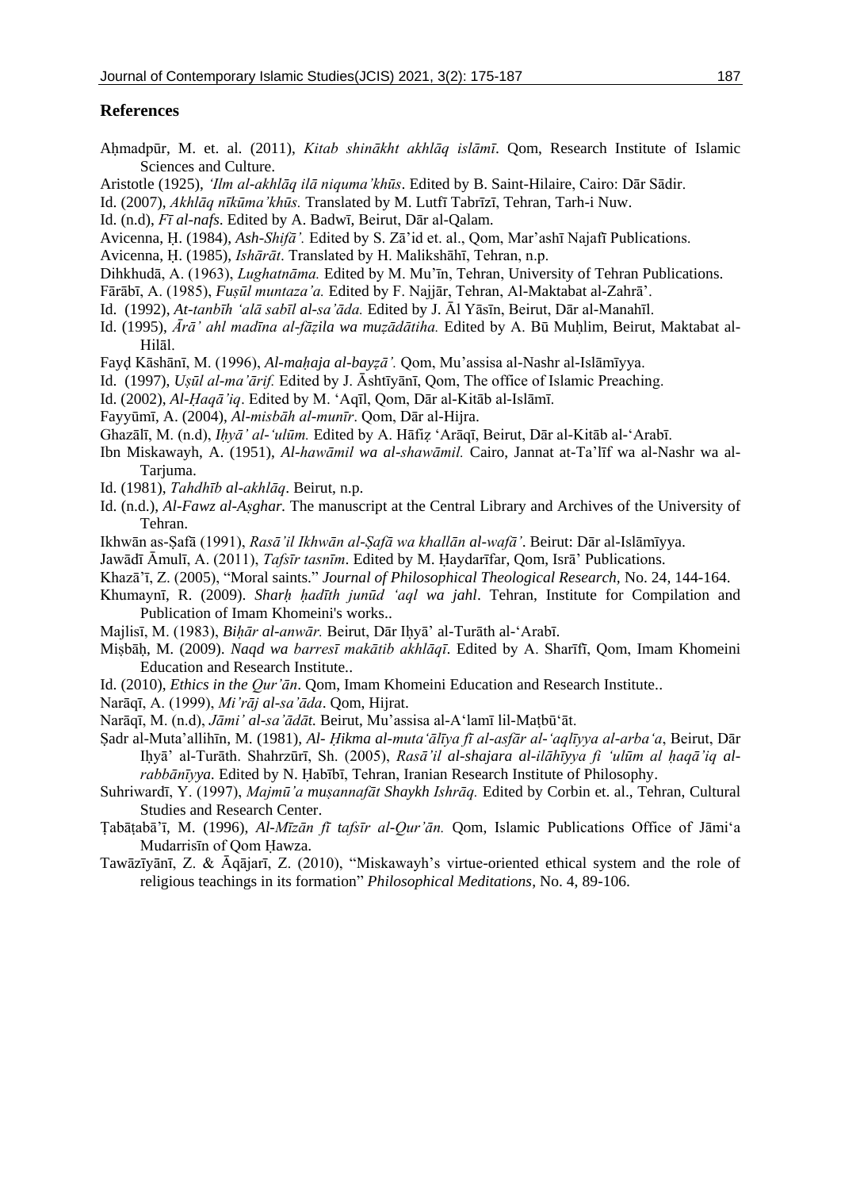## References

Aḥmadpūr, M. et. al. (2011), *Kitab shinākht akhlāq islāmī*. Qom, Research Institute of Islamic Sciences and Culture.

Aristotle (1925), *'Ilm al-akhlāq ilā niquma'khūs*. Edited by B. Saint-Hilaire, Cairo: Dār Sādir.

Id. (2007), *Akhlāq nīkūma'khūs.* Translated by M. Lutfī Tabrīzī, Tehran, Tarh-i Nuw.

Id. (n.d), *Fī al-nafs*. Edited by A. Badwī, Beirut, Dār al-Qalam.

Avicenna, Ḥ. (1984), *Ash-Shifā'.* Edited by S. Zā'id et. al., Qom, Mar'ashī Najafī Publications.

Avicenna, Ḥ. (1985), *Ishārāt*. Translated by H. Malikshāhī, Tehran, n.p.

Dihkhudā, A. (1963), *Lughatnāma.* Edited by M. Mu'īn, Tehran, University of Tehran Publications.

Fārābī, A. (1985), *Fuṣūl muntaza'a.* Edited by F. Najjār, Tehran, Al-Maktabat al-Zahrā'.

Id. (1992), *At-tanbīh 'alā sabīl al-sa'āda.* Edited by J. Āl Yāsīn, Beirut, Dār al-Manahīl.

Id. (1995), *Ārā' ahl madīna al-fāẓila wa muẓādātiha.* Edited by A. Bū Muḥlim, Beirut, Maktabat al-Hilāl.

Fayḍ Kāshānī, M. (1996), *Al-maḥaja al-bayẓā'.* Qom, Mu'assisa al-Nashr al-Islāmīyya.

Id. (1997), *Uṣūl al-ma'ārif.* Edited by J. Āshtīyānī, Qom, The office of Islamic Preaching.

Id. (2002), *Al-Ḥaqā'iq*. Edited by M. 'Aqīl, Qom, Dār al-Kitāb al-Islāmī.

Fayyūmī, A. (2004), *Al-misbāh al-munīr*. Qom, Dār al-Hijra.

Ghazālī, M. (n.d), *Iḥyā' al-'ulūm.* Edited by A. Hāfiẓ 'Arāqī, Beirut, Dār al-Kitāb al-'Arabī.

Ibn Miskawayh, A. (1951), *Al-hawāmil wa al-shawāmil.* Cairo, Jannat at-Ta'līf wa al-Nashr wa al-Tarjuma.

Id. (1981), *Tahdhīb al-akhlāq*. Beirut, n.p.

Id. (n.d.), *Al-Fawz al-Aṣghar.* The manuscript at the Central Library and Archives of the University of Tehran.

Ikhwān as-Ṣafā (1991), *Rasā'il Ikhwān al-Ṣafā wa khallān al-wafā'*. Beirut: Dār al-Islāmīyya.

Jawādī Āmulī, A. (2011), *Tafsīr tasnīm*. Edited by M. Ḥaydarīfar, Qom, Isrā' Publications.

Khazā'ī, Z. (2005), "Moral saints." *Journal of Philosophical Theological Research,* No. 24, 144-164.

Khumaynī, R. (2009). *Sharḥ ḥadīth junūd 'aql wa jahl*. Tehran, Institute for Compilation and Publication of Imam Khomeini's works..

Majlisī, M. (1983), *Biḥār al-anwār.* Beirut, Dār Iḥyā' al-Turāth al-'Arabī.

Miṣbāḥ, M. (2009). *Naqd wa barresī makātib akhlāqī*. Edited by A. Sharīfī, Qom, Imam Khomeini Education and Research Institute..

Id. (2010), *Ethics in the Qur'ān*. Qom, Imam Khomeini Education and Research Institute..

Narāqī, A. (1999), *Mi'rāj al-sa'āda*. Qom, Hijrat.

Narāqī, M. (n.d), *Jāmi' al-sa'ādāt.* Beirut, Mu'assisa al-A'lamī lil-Maṭbū'āt.

Ṣadr al-Muta'allihīn, M. (1981), *Al- Ḥikma al-muta'ālīya fī al-asfār al-'aqlīyya al-arba'a*, Beirut, Dār Iḥyā' al-Turāth. Shahrzūrī, Sh. (2005), *Rasā'il al-shajara al-ilāhīyya fi 'ulūm al ḥaqā'iq al-rabbānīyya.* Edited by N. Ḥabībī, Tehran, Iranian Research Institute of Philosophy.

Suhriwardī, Y. (1997), *Majmū'a muṣannafāt Shaykh Ishrāq.* Edited by Corbin et. al., Tehran, Cultural Studies and Research Center.

Ṭabāṭabā'ī, M. (1996), *Al-Mīzān fī tafsīr al-Qur'ān.* Qom, Islamic Publications Office of Jāmi'a Mudarrisīn of Qom Ḥawza.

Tawāzīyānī, Z. & Āqājarī, Z. (2010), "Miskawayh's virtue-oriented ethical system and the role of religious teachings in its formation" *Philosophical Meditations*, No. 4, 89-106.